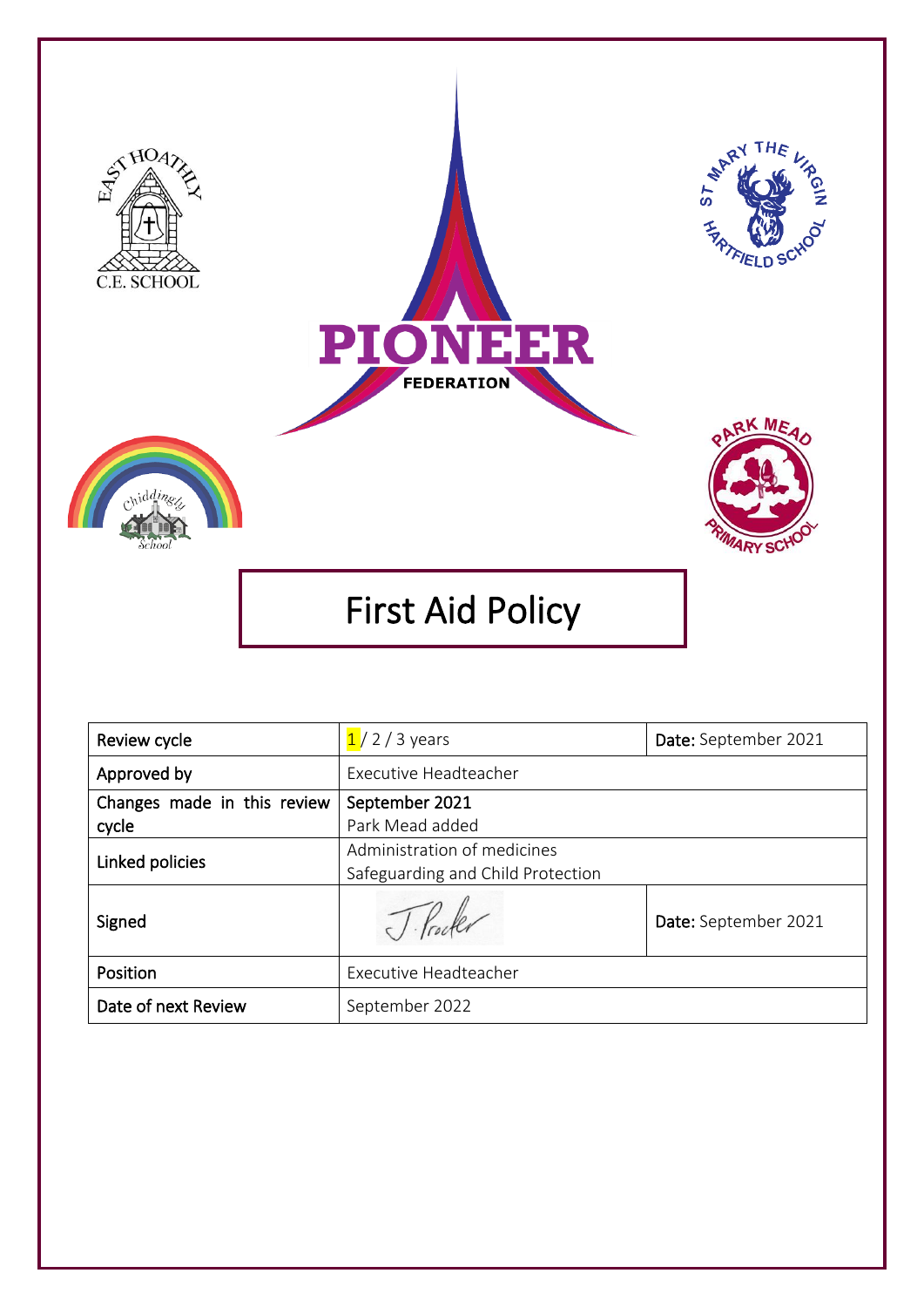PIONEER

FEDERATION

# First Aid Policy

| Review cycle | 1 / 2 / 3 years | Date: September 2021 |
|---|---|---|
| Approved by | Executive Headteacher | |
| Changes made in this review cycle | September 2021<br>Park Mead added | |
| Linked policies | Administration of medicines<br>Safeguarding and Child Protection | |
| Signed | J. Procter | Date: September 2021 |
| Position | Executive Headteacher | |
| Date of next Review | September 2022 | |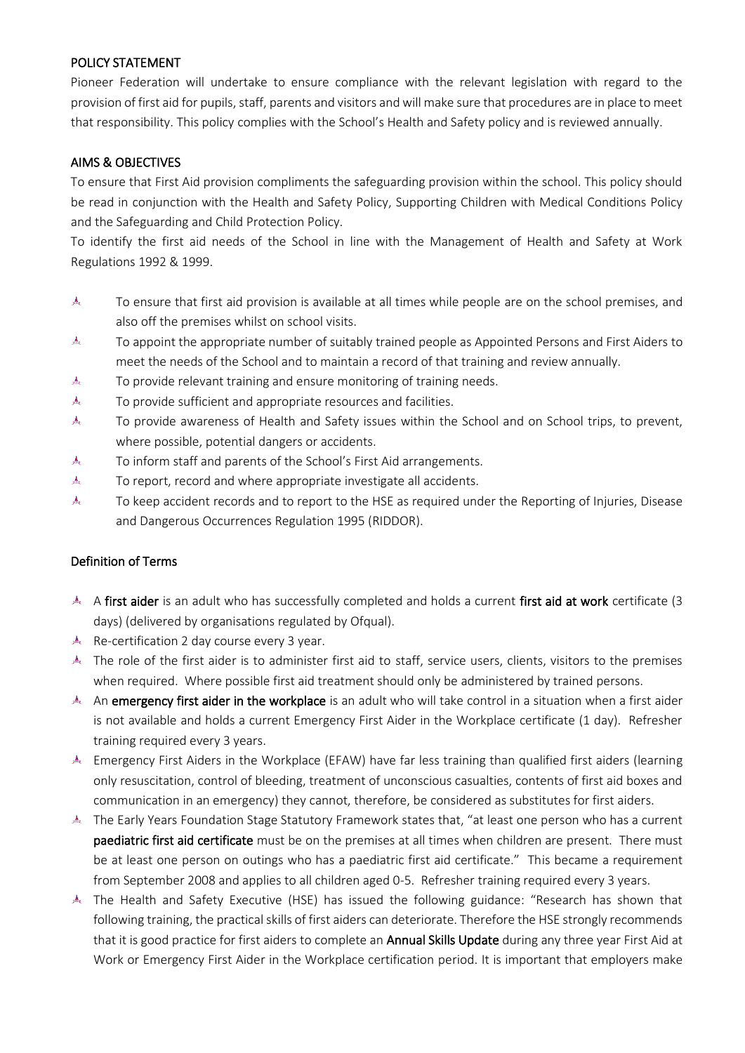## POLICY STATEMENT

Pioneer Federation will undertake to ensure compliance with the relevant legislation with regard to the provision of first aid for pupils, staff, parents and visitors and will make sure that procedures are in place to meet that responsibility. This policy complies with the School's Health and Safety policy and is reviewed annually.

## AIMS & OBJECTIVES

To ensure that First Aid provision compliments the safeguarding provision within the school. This policy should be read in conjunction with the Health and Safety Policy, Supporting Children with Medical Conditions Policy and the Safeguarding and Child Protection Policy.

To identify the first aid needs of the School in line with the Management of Health and Safety at Work Regulations 1992 & 1999.

- To ensure that first aid provision is available at all times while people are on the school premises, and also off the premises whilst on school visits.
- To appoint the appropriate number of suitably trained people as Appointed Persons and First Aiders to meet the needs of the School and to maintain a record of that training and review annually.
- To provide relevant training and ensure monitoring of training needs.
- To provide sufficient and appropriate resources and facilities.
- To provide awareness of Health and Safety issues within the School and on School trips, to prevent, where possible, potential dangers or accidents.
- To inform staff and parents of the School's First Aid arrangements.
- To report, record and where appropriate investigate all accidents.
- To keep accident records and to report to the HSE as required under the Reporting of Injuries, Disease and Dangerous Occurrences Regulation 1995 (RIDDOR).

## Definition of Terms

- A **first aider** is an adult who has successfully completed and holds a current **first aid at work** certificate (3 days) (delivered by organisations regulated by Ofqual).
- Re-certification 2 day course every 3 year.
- The role of the first aider is to administer first aid to staff, service users, clients, visitors to the premises when required. Where possible first aid treatment should only be administered by trained persons.
- An **emergency first aider in the workplace** is an adult who will take control in a situation when a first aider is not available and holds a current Emergency First Aider in the Workplace certificate (1 day). Refresher training required every 3 years.
- Emergency First Aiders in the Workplace (EFAW) have far less training than qualified first aiders (learning only resuscitation, control of bleeding, treatment of unconscious casualties, contents of first aid boxes and communication in an emergency) they cannot, therefore, be considered as substitutes for first aiders.
- The Early Years Foundation Stage Statutory Framework states that, "at least one person who has a current **paediatric first aid certificate** must be on the premises at all times when children are present. There must be at least one person on outings who has a paediatric first aid certificate." This became a requirement from September 2008 and applies to all children aged 0-5. Refresher training required every 3 years.
- The Health and Safety Executive (HSE) has issued the following guidance: "Research has shown that following training, the practical skills of first aiders can deteriorate. Therefore the HSE strongly recommends that it is good practice for first aiders to complete an **Annual Skills Update** during any three year First Aid at Work or Emergency First Aider in the Workplace certification period. It is important that employers make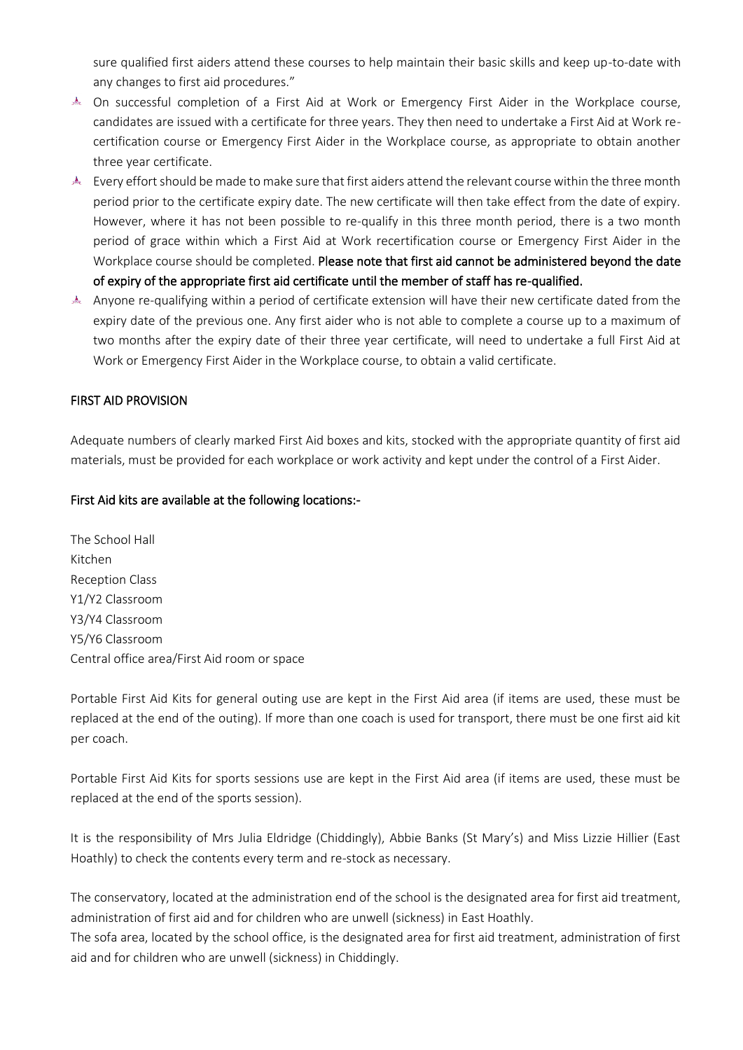sure qualified first aiders attend these courses to help maintain their basic skills and keep up-to-date with any changes to first aid procedures."

- On successful completion of a First Aid at Work or Emergency First Aider in the Workplace course, candidates are issued with a certificate for three years. They then need to undertake a First Aid at Work re-certification course or Emergency First Aider in the Workplace course, as appropriate to obtain another three year certificate.
- Every effort should be made to make sure that first aiders attend the relevant course within the three month period prior to the certificate expiry date. The new certificate will then take effect from the date of expiry. However, where it has not been possible to re-qualify in this three month period, there is a two month period of grace within which a First Aid at Work recertification course or Emergency First Aider in the Workplace course should be completed. **Please note that first aid cannot be administered beyond the date of expiry of the appropriate first aid certificate until the member of staff has re-qualified.**
- Anyone re-qualifying within a period of certificate extension will have their new certificate dated from the expiry date of the previous one. Any first aider who is not able to complete a course up to a maximum of two months after the expiry date of their three year certificate, will need to undertake a full First Aid at Work or Emergency First Aider in the Workplace course, to obtain a valid certificate.

## FIRST AID PROVISION

Adequate numbers of clearly marked First Aid boxes and kits, stocked with the appropriate quantity of first aid materials, must be provided for each workplace or work activity and kept under the control of a First Aider.

### First Aid kits are available at the following locations:-

The School Hall
Kitchen
Reception Class
Y1/Y2 Classroom
Y3/Y4 Classroom
Y5/Y6 Classroom
Central office area/First Aid room or space

Portable First Aid Kits for general outing use are kept in the First Aid area (if items are used, these must be replaced at the end of the outing). If more than one coach is used for transport, there must be one first aid kit per coach.

Portable First Aid Kits for sports sessions use are kept in the First Aid area (if items are used, these must be replaced at the end of the sports session).

It is the responsibility of Mrs Julia Eldridge (Chiddingly), Abbie Banks (St Mary's) and Miss Lizzie Hillier (East Hoathly) to check the contents every term and re-stock as necessary.

The conservatory, located at the administration end of the school is the designated area for first aid treatment, administration of first aid and for children who are unwell (sickness) in East Hoathly.
The sofa area, located by the school office, is the designated area for first aid treatment, administration of first aid and for children who are unwell (sickness) in Chiddingly.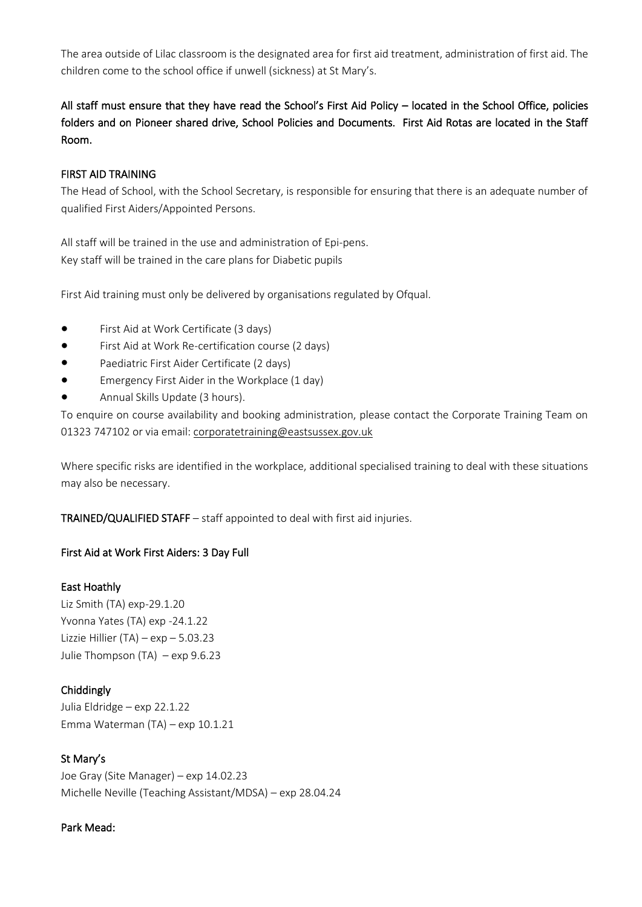The area outside of Lilac classroom is the designated area for first aid treatment, administration of first aid. The children come to the school office if unwell (sickness) at St Mary's.

**All staff must ensure that they have read the School's First Aid Policy – located in the School Office, policies folders and on Pioneer shared drive, School Policies and Documents. First Aid Rotas are located in the Staff Room.**

**FIRST AID TRAINING**

The Head of School, with the School Secretary, is responsible for ensuring that there is an adequate number of qualified First Aiders/Appointed Persons.

All staff will be trained in the use and administration of Epi-pens.
Key staff will be trained in the care plans for Diabetic pupils

First Aid training must only be delivered by organisations regulated by Ofqual.

- First Aid at Work Certificate (3 days)
- First Aid at Work Re-certification course (2 days)
- Paediatric First Aider Certificate (2 days)
- Emergency First Aider in the Workplace (1 day)
- Annual Skills Update (3 hours).

To enquire on course availability and booking administration, please contact the Corporate Training Team on 01323 747102 or via email: corporatetraining@eastsussex.gov.uk

Where specific risks are identified in the workplace, additional specialised training to deal with these situations may also be necessary.

**TRAINED/QUALIFIED STAFF** – staff appointed to deal with first aid injuries.

**First Aid at Work First Aiders: 3 Day Full**

**East Hoathly**

Liz Smith (TA) exp-29.1.20
Yvonna Yates (TA) exp -24.1.22
Lizzie Hillier (TA) – exp – 5.03.23
Julie Thompson (TA) – exp 9.6.23

**Chiddingly**

Julia Eldridge – exp 22.1.22
Emma Waterman (TA) – exp 10.1.21

**St Mary's**

Joe Gray (Site Manager) – exp 14.02.23
Michelle Neville (Teaching Assistant/MDSA) – exp 28.04.24

**Park Mead:**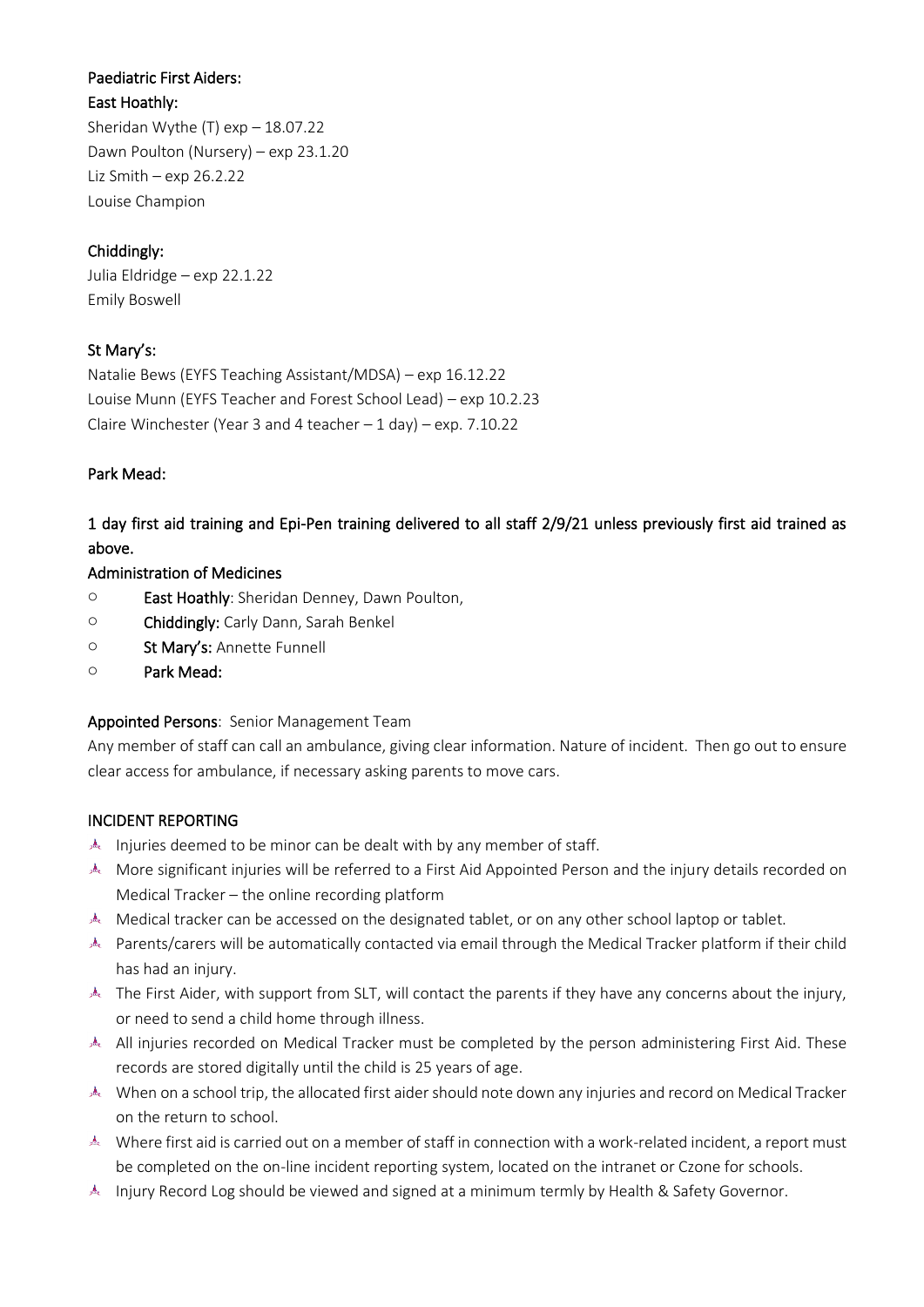**Paediatric First Aiders:**

**East Hoathly:**

Sheridan Wythe (T) exp – 18.07.22
Dawn Poulton (Nursery) – exp 23.1.20
Liz Smith – exp 26.2.22
Louise Champion

**Chiddingly:**

Julia Eldridge – exp 22.1.22
Emily Boswell

**St Mary's:**

Natalie Bews (EYFS Teaching Assistant/MDSA) – exp 16.12.22
Louise Munn (EYFS Teacher and Forest School Lead) – exp 10.2.23
Claire Winchester (Year 3 and 4 teacher – 1 day) – exp. 7.10.22

**Park Mead:**

**1 day first aid training and Epi-Pen training delivered to all staff 2/9/21 unless previously first aid trained as above.**

**Administration of Medicines**

- **East Hoathly**: Sheridan Denney, Dawn Poulton,
- **Chiddingly:** Carly Dann, Sarah Benkel
- **St Mary's:** Annette Funnell
- **Park Mead:**

**Appointed Persons**: Senior Management Team

Any member of staff can call an ambulance, giving clear information. Nature of incident. Then go out to ensure clear access for ambulance, if necessary asking parents to move cars.

**INCIDENT REPORTING**

- Injuries deemed to be minor can be dealt with by any member of staff.
- More significant injuries will be referred to a First Aid Appointed Person and the injury details recorded on Medical Tracker – the online recording platform
- Medical tracker can be accessed on the designated tablet, or on any other school laptop or tablet.
- Parents/carers will be automatically contacted via email through the Medical Tracker platform if their child has had an injury.
- The First Aider, with support from SLT, will contact the parents if they have any concerns about the injury, or need to send a child home through illness.
- All injuries recorded on Medical Tracker must be completed by the person administering First Aid. These records are stored digitally until the child is 25 years of age.
- When on a school trip, the allocated first aider should note down any injuries and record on Medical Tracker on the return to school.
- Where first aid is carried out on a member of staff in connection with a work-related incident, a report must be completed on the on-line incident reporting system, located on the intranet or Czone for schools.
- Injury Record Log should be viewed and signed at a minimum termly by Health & Safety Governor.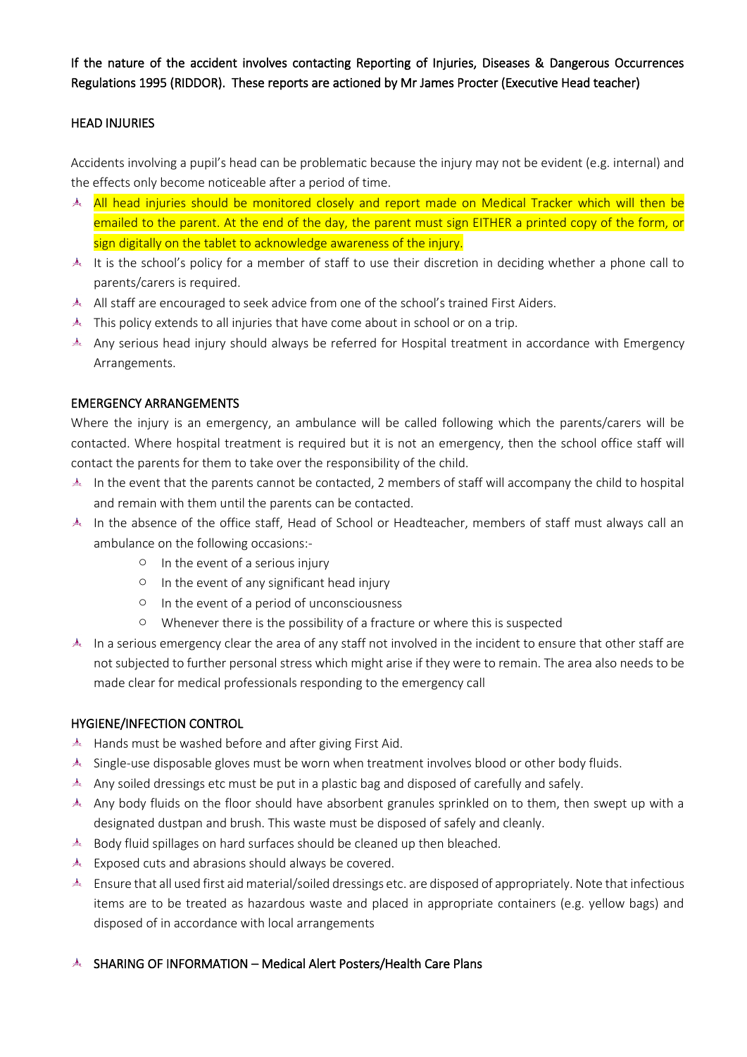If the nature of the accident involves contacting Reporting of Injuries, Diseases & Dangerous Occurrences Regulations 1995 (RIDDOR). These reports are actioned by Mr James Procter (Executive Head teacher)

## HEAD INJURIES

Accidents involving a pupil's head can be problematic because the injury may not be evident (e.g. internal) and the effects only become noticeable after a period of time.

- All head injuries should be monitored closely and report made on Medical Tracker which will then be emailed to the parent. At the end of the day, the parent must sign EITHER a printed copy of the form, or sign digitally on the tablet to acknowledge awareness of the injury.
- It is the school's policy for a member of staff to use their discretion in deciding whether a phone call to parents/carers is required.
- All staff are encouraged to seek advice from one of the school's trained First Aiders.
- This policy extends to all injuries that have come about in school or on a trip.
- Any serious head injury should always be referred for Hospital treatment in accordance with Emergency Arrangements.

## EMERGENCY ARRANGEMENTS

Where the injury is an emergency, an ambulance will be called following which the parents/carers will be contacted. Where hospital treatment is required but it is not an emergency, then the school office staff will contact the parents for them to take over the responsibility of the child.

- In the event that the parents cannot be contacted, 2 members of staff will accompany the child to hospital and remain with them until the parents can be contacted.
- In the absence of the office staff, Head of School or Headteacher, members of staff must always call an ambulance on the following occasions:-
  - In the event of a serious injury
  - In the event of any significant head injury
  - In the event of a period of unconsciousness
  - Whenever there is the possibility of a fracture or where this is suspected
- In a serious emergency clear the area of any staff not involved in the incident to ensure that other staff are not subjected to further personal stress which might arise if they were to remain. The area also needs to be made clear for medical professionals responding to the emergency call

## HYGIENE/INFECTION CONTROL

- Hands must be washed before and after giving First Aid.
- Single-use disposable gloves must be worn when treatment involves blood or other body fluids.
- Any soiled dressings etc must be put in a plastic bag and disposed of carefully and safely.
- Any body fluids on the floor should have absorbent granules sprinkled on to them, then swept up with a designated dustpan and brush. This waste must be disposed of safely and cleanly.
- Body fluid spillages on hard surfaces should be cleaned up then bleached.
- Exposed cuts and abrasions should always be covered.
- Ensure that all used first aid material/soiled dressings etc. are disposed of appropriately. Note that infectious items are to be treated as hazardous waste and placed in appropriate containers (e.g. yellow bags) and disposed of in accordance with local arrangements

- SHARING OF INFORMATION – Medical Alert Posters/Health Care Plans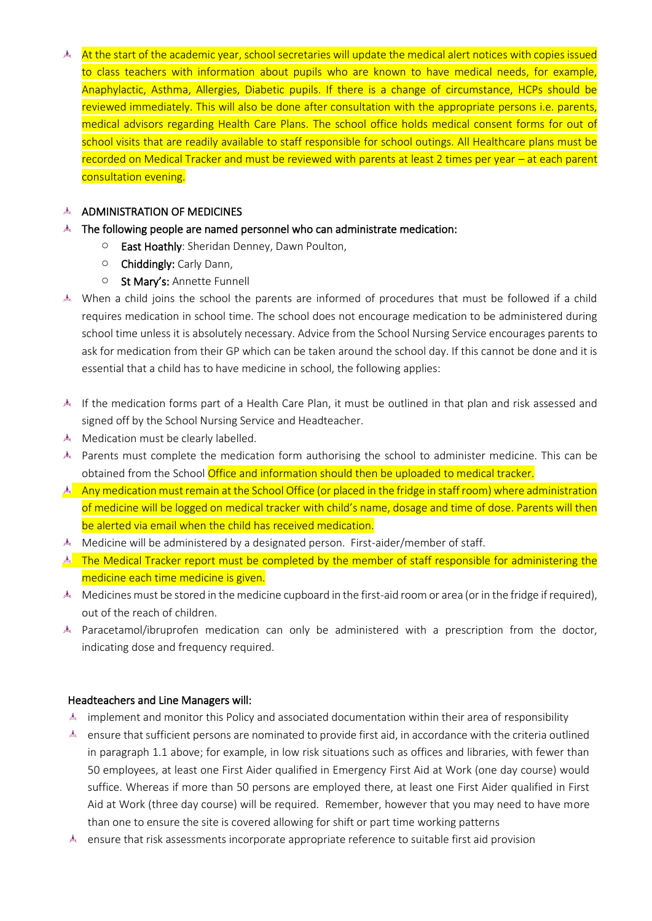- At the start of the academic year, school secretaries will update the medical alert notices with copies issued to class teachers with information about pupils who are known to have medical needs, for example, Anaphylactic, Asthma, Allergies, Diabetic pupils. If there is a change of circumstance, HCPs should be reviewed immediately. This will also be done after consultation with the appropriate persons i.e. parents, medical advisors regarding Health Care Plans. The school office holds medical consent forms for out of school visits that are readily available to staff responsible for school outings. All Healthcare plans must be recorded on Medical Tracker and must be reviewed with parents at least 2 times per year – at each parent consultation evening.

- ADMINISTRATION OF MEDICINES
- The following people are named personnel who can administrate medication:
  - **East Hoathly**: Sheridan Denney, Dawn Poulton,
  - **Chiddingly:** Carly Dann,
  - **St Mary's:** Annette Funnell
- When a child joins the school the parents are informed of procedures that must be followed if a child requires medication in school time. The school does not encourage medication to be administered during school time unless it is absolutely necessary. Advice from the School Nursing Service encourages parents to ask for medication from their GP which can be taken around the school day. If this cannot be done and it is essential that a child has to have medicine in school, the following applies:

- If the medication forms part of a Health Care Plan, it must be outlined in that plan and risk assessed and signed off by the School Nursing Service and Headteacher.
- Medication must be clearly labelled.
- Parents must complete the medication form authorising the school to administer medicine. This can be obtained from the School Office and information should then be uploaded to medical tracker.
- Any medication must remain at the School Office (or placed in the fridge in staff room) where administration of medicine will be logged on medical tracker with child's name, dosage and time of dose. Parents will then be alerted via email when the child has received medication.
- Medicine will be administered by a designated person. First-aider/member of staff.
- The Medical Tracker report must be completed by the member of staff responsible for administering the medicine each time medicine is given.
- Medicines must be stored in the medicine cupboard in the first-aid room or area (or in the fridge if required), out of the reach of children.
- Paracetamol/ibruprofen medication can only be administered with a prescription from the doctor, indicating dose and frequency required.

**Headteachers and Line Managers will:**

- implement and monitor this Policy and associated documentation within their area of responsibility
- ensure that sufficient persons are nominated to provide first aid, in accordance with the criteria outlined in paragraph 1.1 above; for example, in low risk situations such as offices and libraries, with fewer than 50 employees, at least one First Aider qualified in Emergency First Aid at Work (one day course) would suffice. Whereas if more than 50 persons are employed there, at least one First Aider qualified in First Aid at Work (three day course) will be required. Remember, however that you may need to have more than one to ensure the site is covered allowing for shift or part time working patterns
- ensure that risk assessments incorporate appropriate reference to suitable first aid provision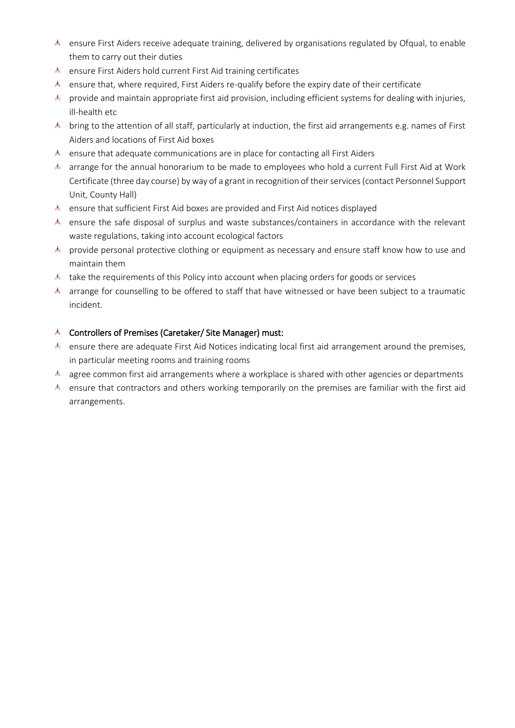- ensure First Aiders receive adequate training, delivered by organisations regulated by Ofqual, to enable them to carry out their duties
- ensure First Aiders hold current First Aid training certificates
- ensure that, where required, First Aiders re-qualify before the expiry date of their certificate
- provide and maintain appropriate first aid provision, including efficient systems for dealing with injuries, ill-health etc
- bring to the attention of all staff, particularly at induction, the first aid arrangements e.g. names of First Aiders and locations of First Aid boxes
- ensure that adequate communications are in place for contacting all First Aiders
- arrange for the annual honorarium to be made to employees who hold a current Full First Aid at Work Certificate (three day course) by way of a grant in recognition of their services (contact Personnel Support Unit, County Hall)
- ensure that sufficient First Aid boxes are provided and First Aid notices displayed
- ensure the safe disposal of surplus and waste substances/containers in accordance with the relevant waste regulations, taking into account ecological factors
- provide personal protective clothing or equipment as necessary and ensure staff know how to use and maintain them
- take the requirements of this Policy into account when placing orders for goods or services
- arrange for counselling to be offered to staff that have witnessed or have been subject to a traumatic incident.

- Controllers of Premises (Caretaker/ Site Manager) must:
- ensure there are adequate First Aid Notices indicating local first aid arrangement around the premises, in particular meeting rooms and training rooms
- agree common first aid arrangements where a workplace is shared with other agencies or departments
- ensure that contractors and others working temporarily on the premises are familiar with the first aid arrangements.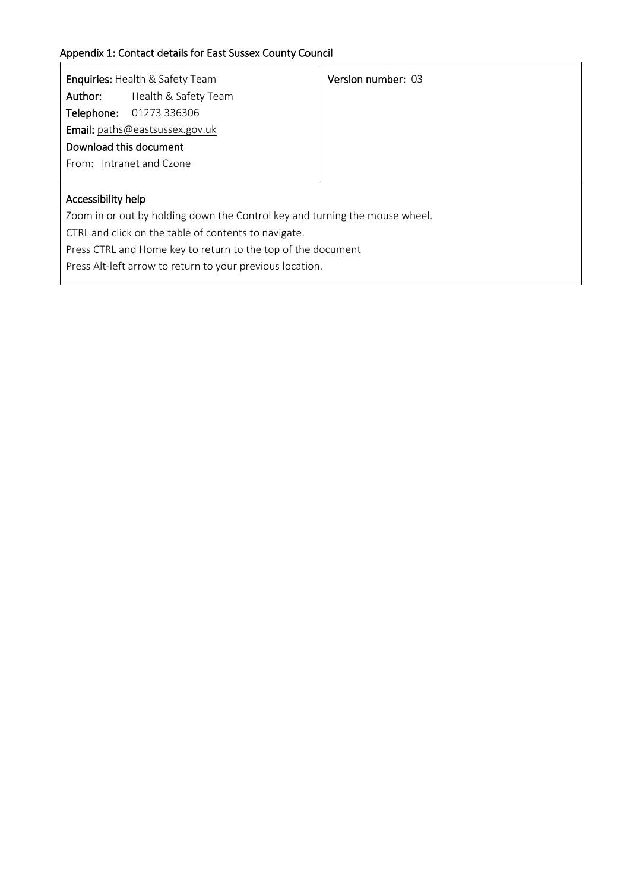## Appendix 1: Contact details for East Sussex County Council

| **Enquiries:** Health & Safety Team<br>**Author:** Health & Safety Team<br>**Telephone:** 01273 336306<br>**Email:** paths@eastsussex.gov.uk<br>**Download this document**<br>From: Intranet and Czone | **Version number:** 03 |
|---|---|
| **Accessibility help**<br>Zoom in or out by holding down the Control key and turning the mouse wheel.<br>CTRL and click on the table of contents to navigate.<br>Press CTRL and Home key to return to the top of the document<br>Press Alt-left arrow to return to your previous location. | |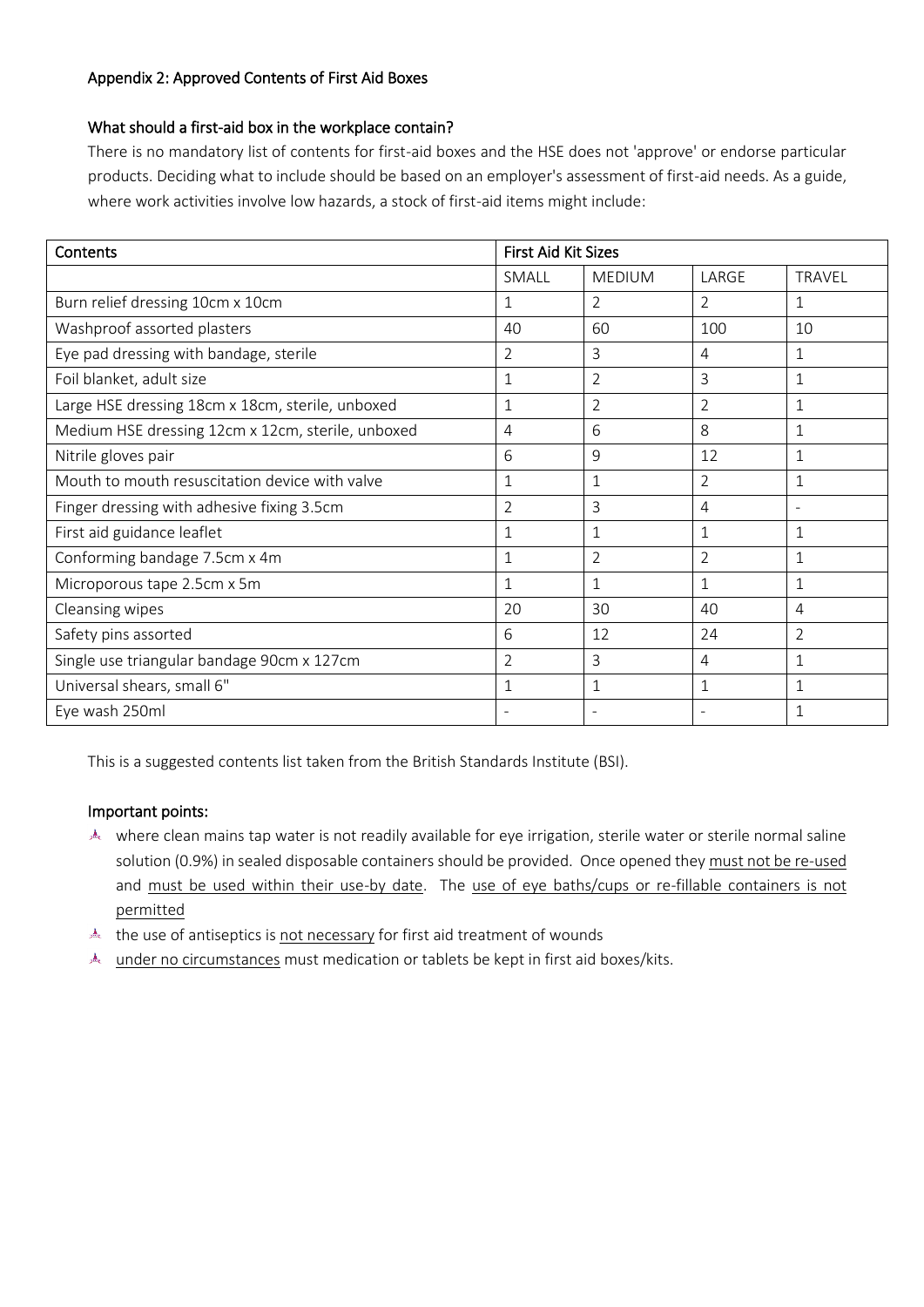## Appendix 2: Approved Contents of First Aid Boxes

### What should a first-aid box in the workplace contain?

There is no mandatory list of contents for first-aid boxes and the HSE does not 'approve' or endorse particular products. Deciding what to include should be based on an employer's assessment of first-aid needs. As a guide, where work activities involve low hazards, a stock of first-aid items might include:

| Contents | First Aid Kit Sizes | | | |
|---|---|---|---|---|
| | SMALL | MEDIUM | LARGE | TRAVEL |
| Burn relief dressing 10cm x 10cm | 1 | 2 | 2 | 1 |
| Washproof assorted plasters | 40 | 60 | 100 | 10 |
| Eye pad dressing with bandage, sterile | 2 | 3 | 4 | 1 |
| Foil blanket, adult size | 1 | 2 | 3 | 1 |
| Large HSE dressing 18cm x 18cm, sterile, unboxed | 1 | 2 | 2 | 1 |
| Medium HSE dressing 12cm x 12cm, sterile, unboxed | 4 | 6 | 8 | 1 |
| Nitrile gloves pair | 6 | 9 | 12 | 1 |
| Mouth to mouth resuscitation device with valve | 1 | 1 | 2 | 1 |
| Finger dressing with adhesive fixing 3.5cm | 2 | 3 | 4 | - |
| First aid guidance leaflet | 1 | 1 | 1 | 1 |
| Conforming bandage 7.5cm x 4m | 1 | 2 | 2 | 1 |
| Microporous tape 2.5cm x 5m | 1 | 1 | 1 | 1 |
| Cleansing wipes | 20 | 30 | 40 | 4 |
| Safety pins assorted | 6 | 12 | 24 | 2 |
| Single use triangular bandage 90cm x 127cm | 2 | 3 | 4 | 1 |
| Universal shears, small 6" | 1 | 1 | 1 | 1 |
| Eye wash 250ml | - | - | - | 1 |

This is a suggested contents list taken from the British Standards Institute (BSI).

### Important points:

- where clean mains tap water is not readily available for eye irrigation, sterile water or sterile normal saline solution (0.9%) in sealed disposable containers should be provided. Once opened they must not be re-used and must be used within their use-by date. The use of eye baths/cups or re-fillable containers is not permitted
- the use of antiseptics is not necessary for first aid treatment of wounds
- under no circumstances must medication or tablets be kept in first aid boxes/kits.